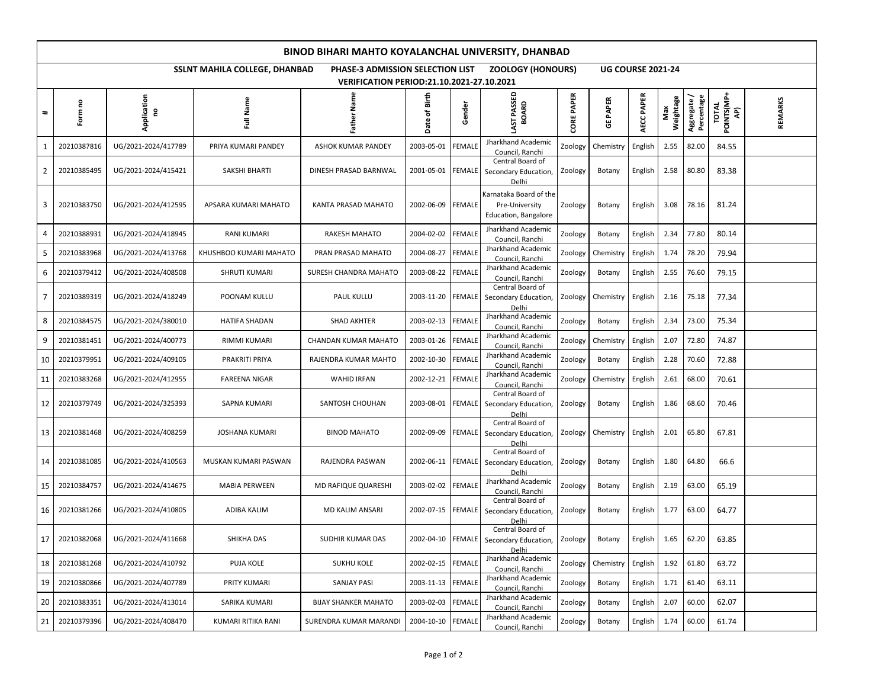# BINOD BIHARI MAHTO KOYALANCHAL UNIVERSITY, DHANBAD

**SSLNT MAHILA COLLEGE, DHANBAD    PHASE-3 ADMISSION SELECTION LIST    ZOOLOGY (HONOURS)    UG COURSE 2021-24**

**VERIFICATION PERIOD:21.10.2021-27.10.2021**

| # | Form no | Application no | Full Name | Father Name | Date of Birth | Gender | LAST PASSED BOARD | CORE PAPER | GE PAPER | AECC PAPER | Max Weightage | Aggregate / Percentage | TOTAL POINTS(MP+AP) | REMARKS |
|---|---|---|---|---|---|---|---|---|---|---|---|---|---|---|
| 1 | 20210387816 | UG/2021-2024/417789 | PRIYA KUMARI PANDEY | ASHOK KUMAR PANDEY | 2003-05-01 | FEMALE | Jharkhand Academic Council, Ranchi | Zoology | Chemistry | English | 2.55 | 82.00 | 84.55 | |
| 2 | 20210385495 | UG/2021-2024/415421 | SAKSHI BHARTI | DINESH PRASAD BARNWAL | 2001-05-01 | FEMALE | Central Board of Secondary Education, Delhi | Zoology | Botany | English | 2.58 | 80.80 | 83.38 | |
| 3 | 20210383750 | UG/2021-2024/412595 | APSARA KUMARI MAHATO | KANTA PRASAD MAHATO | 2002-06-09 | FEMALE | Karnataka Board of the Pre-University Education, Bangalore | Zoology | Botany | English | 3.08 | 78.16 | 81.24 | |
| 4 | 20210388931 | UG/2021-2024/418945 | RANI KUMARI | RAKESH MAHATO | 2004-02-02 | FEMALE | Jharkhand Academic Council, Ranchi | Zoology | Botany | English | 2.34 | 77.80 | 80.14 | |
| 5 | 20210383968 | UG/2021-2024/413768 | KHUSHBOO KUMARI MAHATO | PRAN PRASAD MAHATO | 2004-08-27 | FEMALE | Jharkhand Academic Council, Ranchi | Zoology | Chemistry | English | 1.74 | 78.20 | 79.94 | |
| 6 | 20210379412 | UG/2021-2024/408508 | SHRUTI KUMARI | SURESH CHANDRA MAHATO | 2003-08-22 | FEMALE | Jharkhand Academic Council, Ranchi | Zoology | Botany | English | 2.55 | 76.60 | 79.15 | |
| 7 | 20210389319 | UG/2021-2024/418249 | POONAM KULLU | PAUL KULLU | 2003-11-20 | FEMALE | Central Board of Secondary Education, Delhi | Zoology | Chemistry | English | 2.16 | 75.18 | 77.34 | |
| 8 | 20210384575 | UG/2021-2024/380010 | HATIFA SHADAN | SHAD AKHTER | 2003-02-13 | FEMALE | Jharkhand Academic Council, Ranchi | Zoology | Botany | English | 2.34 | 73.00 | 75.34 | |
| 9 | 20210381451 | UG/2021-2024/400773 | RIMMI KUMARI | CHANDAN KUMAR MAHATO | 2003-01-26 | FEMALE | Jharkhand Academic Council, Ranchi | Zoology | Chemistry | English | 2.07 | 72.80 | 74.87 | |
| 10 | 20210379951 | UG/2021-2024/409105 | PRAKRITI PRIYA | RAJENDRA KUMAR MAHTO | 2002-10-30 | FEMALE | Jharkhand Academic Council, Ranchi | Zoology | Botany | English | 2.28 | 70.60 | 72.88 | |
| 11 | 20210383268 | UG/2021-2024/412955 | FAREENA NIGAR | WAHID IRFAN | 2002-12-21 | FEMALE | Jharkhand Academic Council, Ranchi | Zoology | Chemistry | English | 2.61 | 68.00 | 70.61 | |
| 12 | 20210379749 | UG/2021-2024/325393 | SAPNA KUMARI | SANTOSH CHOUHAN | 2003-08-01 | FEMALE | Central Board of Secondary Education, Delhi | Zoology | Botany | English | 1.86 | 68.60 | 70.46 | |
| 13 | 20210381468 | UG/2021-2024/408259 | JOSHANA KUMARI | BINOD MAHATO | 2002-09-09 | FEMALE | Central Board of Secondary Education, Delhi | Zoology | Chemistry | English | 2.01 | 65.80 | 67.81 | |
| 14 | 20210381085 | UG/2021-2024/410563 | MUSKAN KUMARI PASWAN | RAJENDRA PASWAN | 2002-06-11 | FEMALE | Central Board of Secondary Education, Delhi | Zoology | Botany | English | 1.80 | 64.80 | 66.6 | |
| 15 | 20210384757 | UG/2021-2024/414675 | MABIA PERWEEN | MD RAFIQUE QUARESHI | 2003-02-02 | FEMALE | Jharkhand Academic Council, Ranchi | Zoology | Botany | English | 2.19 | 63.00 | 65.19 | |
| 16 | 20210381266 | UG/2021-2024/410805 | ADIBA KALIM | MD KALIM ANSARI | 2002-07-15 | FEMALE | Central Board of Secondary Education, Delhi | Zoology | Botany | English | 1.77 | 63.00 | 64.77 | |
| 17 | 20210382068 | UG/2021-2024/411668 | SHIKHA DAS | SUDHIR KUMAR DAS | 2002-04-10 | FEMALE | Central Board of Secondary Education, Delhi | Zoology | Botany | English | 1.65 | 62.20 | 63.85 | |
| 18 | 20210381268 | UG/2021-2024/410792 | PUJA KOLE | SUKHU KOLE | 2002-02-15 | FEMALE | Jharkhand Academic Council, Ranchi | Zoology | Chemistry | English | 1.92 | 61.80 | 63.72 | |
| 19 | 20210380866 | UG/2021-2024/407789 | PRITY KUMARI | SANJAY PASI | 2003-11-13 | FEMALE | Jharkhand Academic Council, Ranchi | Zoology | Botany | English | 1.71 | 61.40 | 63.11 | |
| 20 | 20210383351 | UG/2021-2024/413014 | SARIKA KUMARI | BIJAY SHANKER MAHATO | 2003-02-03 | FEMALE | Jharkhand Academic Council, Ranchi | Zoology | Botany | English | 2.07 | 60.00 | 62.07 | |
| 21 | 20210379396 | UG/2021-2024/408470 | KUMARI RITIKA RANI | SURENDRA KUMAR MARANDI | 2004-10-10 | FEMALE | Jharkhand Academic Council, Ranchi | Zoology | Botany | English | 1.74 | 60.00 | 61.74 | |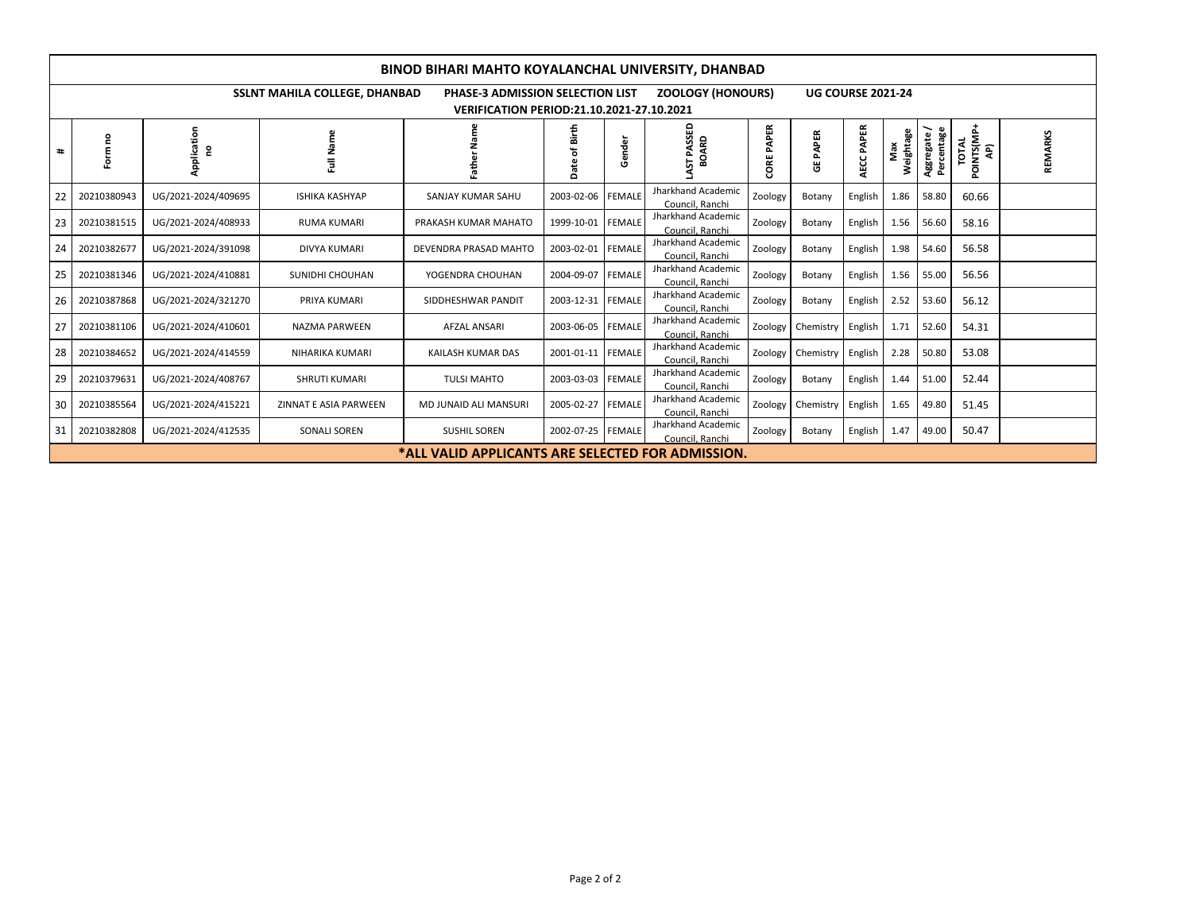# BINOD BIHARI MAHTO KOYALANCHAL UNIVERSITY, DHANBAD

**SSLNT MAHILA COLLEGE, DHANBAD** &nbsp; **PHASE-3 ADMISSION SELECTION LIST** &nbsp; **ZOOLOGY (HONOURS)** &nbsp; **UG COURSE 2021-24**

**VERIFICATION PERIOD:21.10.2021-27.10.2021**

| # | Form no | Application no | Full Name | Father Name | Date of Birth | Gender | LAST PASSED BOARD | CORE PAPER | GE PAPER | AECC PAPER | Max Weightage | Aggregate / Percentage | TOTAL POINTS(MP+AP) | REMARKS |
|---|---|---|---|---|---|---|---|---|---|---|---|---|---|---|
| 22 | 20210380943 | UG/2021-2024/409695 | ISHIKA KASHYAP | SANJAY KUMAR SAHU | 2003-02-06 | FEMALE | Jharkhand Academic Council, Ranchi | Zoology | Botany | English | 1.86 | 58.80 | 60.66 | |
| 23 | 20210381515 | UG/2021-2024/408933 | RUMA KUMARI | PRAKASH KUMAR MAHATO | 1999-10-01 | FEMALE | Jharkhand Academic Council, Ranchi | Zoology | Botany | English | 1.56 | 56.60 | 58.16 | |
| 24 | 20210382677 | UG/2021-2024/391098 | DIVYA KUMARI | DEVENDRA PRASAD MAHTO | 2003-02-01 | FEMALE | Jharkhand Academic Council, Ranchi | Zoology | Botany | English | 1.98 | 54.60 | 56.58 | |
| 25 | 20210381346 | UG/2021-2024/410881 | SUNIDHI CHOUHAN | YOGENDRA CHOUHAN | 2004-09-07 | FEMALE | Jharkhand Academic Council, Ranchi | Zoology | Botany | English | 1.56 | 55.00 | 56.56 | |
| 26 | 20210387868 | UG/2021-2024/321270 | PRIYA KUMARI | SIDDHESHWAR PANDIT | 2003-12-31 | FEMALE | Jharkhand Academic Council, Ranchi | Zoology | Botany | English | 2.52 | 53.60 | 56.12 | |
| 27 | 20210381106 | UG/2021-2024/410601 | NAZMA PARWEEN | AFZAL ANSARI | 2003-06-05 | FEMALE | Jharkhand Academic Council, Ranchi | Zoology | Chemistry | English | 1.71 | 52.60 | 54.31 | |
| 28 | 20210384652 | UG/2021-2024/414559 | NIHARIKA KUMARI | KAILASH KUMAR DAS | 2001-01-11 | FEMALE | Jharkhand Academic Council, Ranchi | Zoology | Chemistry | English | 2.28 | 50.80 | 53.08 | |
| 29 | 20210379631 | UG/2021-2024/408767 | SHRUTI KUMARI | TULSI MAHTO | 2003-03-03 | FEMALE | Jharkhand Academic Council, Ranchi | Zoology | Botany | English | 1.44 | 51.00 | 52.44 | |
| 30 | 20210385564 | UG/2021-2024/415221 | ZINNAT E ASIA PARWEEN | MD JUNAID ALI MANSURI | 2005-02-27 | FEMALE | Jharkhand Academic Council, Ranchi | Zoology | Chemistry | English | 1.65 | 49.80 | 51.45 | |
| 31 | 20210382808 | UG/2021-2024/412535 | SONALI SOREN | SUSHIL SOREN | 2002-07-25 | FEMALE | Jharkhand Academic Council, Ranchi | Zoology | Botany | English | 1.47 | 49.00 | 50.47 | |

**\*ALL VALID APPLICANTS ARE SELECTED FOR ADMISSION.**